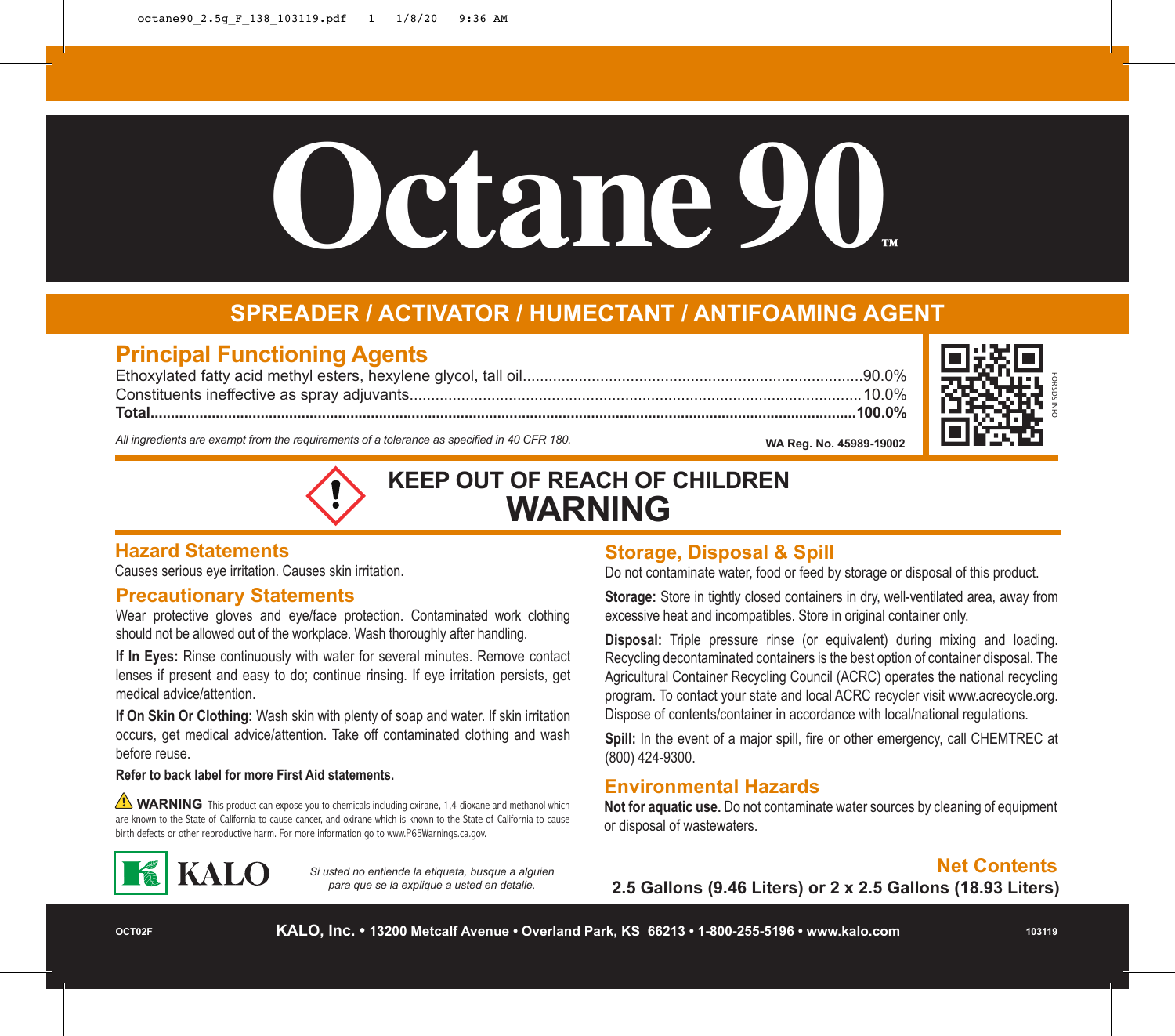# Octane 90™

## SPREADER / ACTIVATOR / HUMECTANT / ANTIFOAMING AGENT

## Principal Functioning Agents

| | |
|---|---|
| Ethoxylated fatty acid methyl esters, hexylene glycol, tall oil | 90.0% |
| Constituents ineffective as spray adjuvants | 10.0% |
| **Total** | **100.0%** |

*All ingredients are exempt from the requirements of a tolerance as specified in 40 CFR 180.*

**WA Reg. No. 45989-19002**

FOR SDS INFO

## KEEP OUT OF REACH OF CHILDREN
## WARNING

## Hazard Statements

Causes serious eye irritation. Causes skin irritation.

## Precautionary Statements

Wear protective gloves and eye/face protection. Contaminated work clothing should not be allowed out of the workplace. Wash thoroughly after handling.

**If In Eyes:** Rinse continuously with water for several minutes. Remove contact lenses if present and easy to do; continue rinsing. If eye irritation persists, get medical advice/attention.

**If On Skin Or Clothing:** Wash skin with plenty of soap and water. If skin irritation occurs, get medical advice/attention. Take off contaminated clothing and wash before reuse.

**Refer to back label for more First Aid statements.**

⚠ **WARNING** This product can expose you to chemicals including oxirane, 1,4-dioxane and methanol which are known to the State of California to cause cancer, and oxirane which is known to the State of California to cause birth defects or other reproductive harm. For more information go to www.P65Warnings.ca.gov.

## Storage, Disposal & Spill

Do not contaminate water, food or feed by storage or disposal of this product.

**Storage:** Store in tightly closed containers in dry, well-ventilated area, away from excessive heat and incompatibles. Store in original container only.

**Disposal:** Triple pressure rinse (or equivalent) during mixing and loading. Recycling decontaminated containers is the best option of container disposal. The Agricultural Container Recycling Council (ACRC) operates the national recycling program. To contact your state and local ACRC recycler visit www.acrecycle.org. Dispose of contents/container in accordance with local/national regulations.

**Spill:** In the event of a major spill, fire or other emergency, call CHEMTREC at (800) 424-9300.

## Environmental Hazards

**Not for aquatic use.** Do not contaminate water sources by cleaning of equipment or disposal of wastewaters.

KALO

*Si usted no entiende la etiqueta, busque a alguien para que se la explique a usted en detalle.*

## Net Contents

**2.5 Gallons (9.46 Liters) or 2 x 2.5 Gallons (18.93 Liters)**

OCT02F **KALO, Inc. • 13200 Metcalf Avenue • Overland Park, KS 66213 • 1-800-255-5196 • www.kalo.com** 103119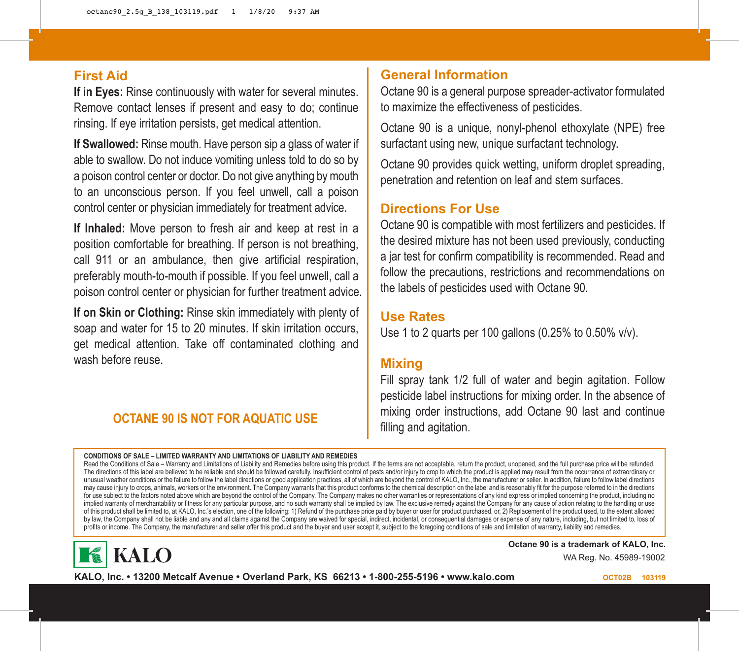## First Aid

**If in Eyes:** Rinse continuously with water for several minutes. Remove contact lenses if present and easy to do; continue rinsing. If eye irritation persists, get medical attention.

**If Swallowed:** Rinse mouth. Have person sip a glass of water if able to swallow. Do not induce vomiting unless told to do so by a poison control center or doctor. Do not give anything by mouth to an unconscious person. If you feel unwell, call a poison control center or physician immediately for treatment advice.

**If Inhaled:** Move person to fresh air and keep at rest in a position comfortable for breathing. If person is not breathing, call 911 or an ambulance, then give artificial respiration, preferably mouth-to-mouth if possible. If you feel unwell, call a poison control center or physician for further treatment advice.

**If on Skin or Clothing:** Rinse skin immediately with plenty of soap and water for 15 to 20 minutes. If skin irritation occurs, get medical attention. Take off contaminated clothing and wash before reuse.

**OCTANE 90 IS NOT FOR AQUATIC USE**

## General Information

Octane 90 is a general purpose spreader-activator formulated to maximize the effectiveness of pesticides.

Octane 90 is a unique, nonyl-phenol ethoxylate (NPE) free surfactant using new, unique surfactant technology.

Octane 90 provides quick wetting, uniform droplet spreading, penetration and retention on leaf and stem surfaces.

## Directions For Use

Octane 90 is compatible with most fertilizers and pesticides. If the desired mixture has not been used previously, conducting a jar test for confirm compatibility is recommended. Read and follow the precautions, restrictions and recommendations on the labels of pesticides used with Octane 90.

## Use Rates

Use 1 to 2 quarts per 100 gallons (0.25% to 0.50% v/v).

## Mixing

Fill spray tank 1/2 full of water and begin agitation. Follow pesticide label instructions for mixing order. In the absence of mixing order instructions, add Octane 90 last and continue filling and agitation.

**CONDITIONS OF SALE – LIMITED WARRANTY AND LIMITATIONS OF LIABILITY AND REMEDIES**

Read the Conditions of Sale – Warranty and Limitations of Liability and Remedies before using this product. If the terms are not acceptable, return the product, unopened, and the full purchase price will be refunded. The directions of this label are believed to be reliable and should be followed carefully. Insufficient control of pests and/or injury to crop to which the product is applied may result from the occurrence of extraordinary or unusual weather conditions or the failure to follow the label directions or good application practices, all of which are beyond the control of KALO, Inc., the manufacturer or seller. In addition, failure to follow label directions may cause injury to crops, animals, workers or the environment. The Company warrants that this product conforms to the chemical description on the label and is reasonably fit for the purpose referred to in the directions for use subject to the factors noted above which are beyond the control of the Company. The Company makes no other warranties or representations of any kind express or implied concerning the product, including no implied warranty of merchantability or fitness for any particular purpose, and no such warranty shall be implied by law. The exclusive remedy against the Company for any cause of action relating to the handling or use of this product shall be limited to, at KALO, Inc.'s election, one of the following: 1) Refund of the purchase price paid by buyer or user for product purchased, or, 2) Replacement of the product used, to the extent allowed by law, the Company shall not be liable and any and all claims against the Company are waived for special, indirect, incidental, or consequential damages or expense of any nature, including, but not limited to, loss of profits or income. The Company, the manufacturer and seller offer this product and the buyer and user accept it, subject to the foregoing conditions of sale and limitation of warranty, liability and remedies.

KALO

**Octane 90 is a trademark of KALO, Inc.**

WA Reg. No. 45989-19002

**KALO, Inc. • 13200 Metcalf Avenue • Overland Park, KS 66213 • 1-800-255-5196 • www.kalo.com**

OCT02B 103119